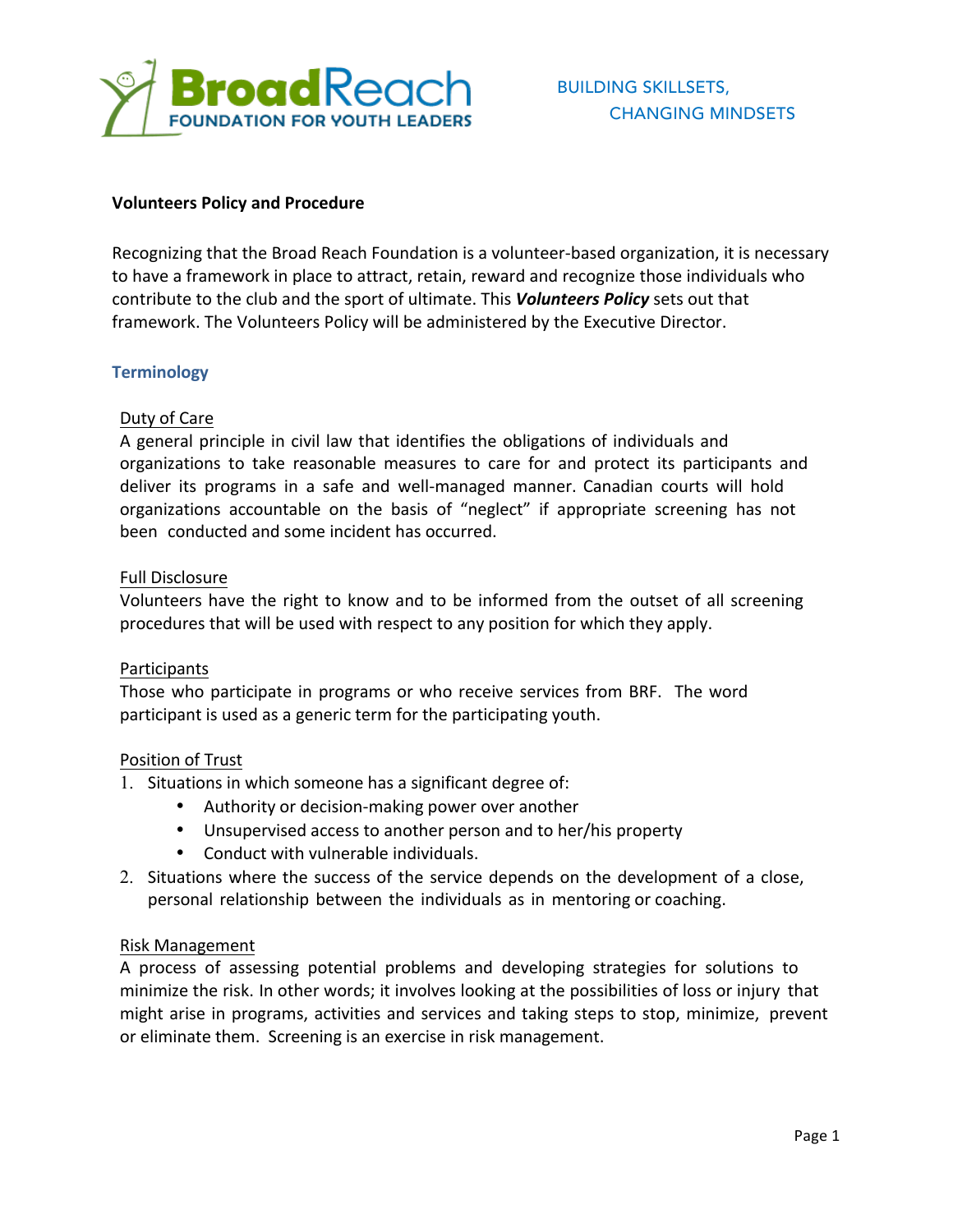**BroadReach**
**FOUNDATION FOR YOUTH LEADERS**

BUILDING SKILLSETS,
CHANGING MINDSETS

## Volunteers Policy and Procedure

Recognizing that the Broad Reach Foundation is a volunteer-based organization, it is necessary to have a framework in place to attract, retain, reward and recognize those individuals who contribute to the club and the sport of ultimate. This ***Volunteers Policy*** sets out that framework. The Volunteers Policy will be administered by the Executive Director.

### Terminology

#### Duty of Care

A general principle in civil law that identifies the obligations of individuals and organizations to take reasonable measures to care for and protect its participants and deliver its programs in a safe and well-managed manner. Canadian courts will hold organizations accountable on the basis of "neglect" if appropriate screening has not been conducted and some incident has occurred.

#### Full Disclosure

Volunteers have the right to know and to be informed from the outset of all screening procedures that will be used with respect to any position for which they apply.

#### Participants

Those who participate in programs or who receive services from BRF. The word participant is used as a generic term for the participating youth.

#### Position of Trust

1. Situations in which someone has a significant degree of:
   - Authority or decision-making power over another
   - Unsupervised access to another person and to her/his property
   - Conduct with vulnerable individuals.
2. Situations where the success of the service depends on the development of a close, personal relationship between the individuals as in mentoring or coaching.

#### Risk Management

A process of assessing potential problems and developing strategies for solutions to minimize the risk. In other words; it involves looking at the possibilities of loss or injury that might arise in programs, activities and services and taking steps to stop, minimize, prevent or eliminate them. Screening is an exercise in risk management.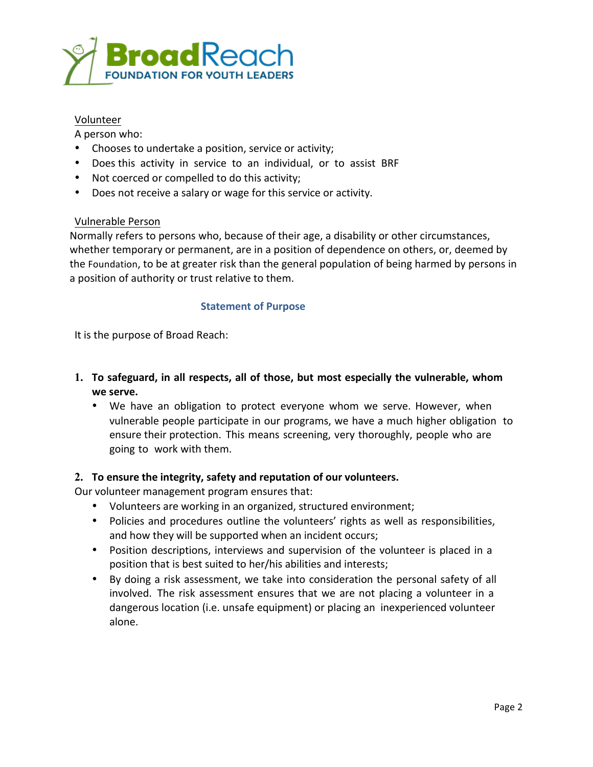Volunteer

A person who:

- Chooses to undertake a position, service or activity;
- Does this activity in service to an individual, or to assist BRF
- Not coerced or compelled to do this activity;
- Does not receive a salary or wage for this service or activity.

Vulnerable Person

Normally refers to persons who, because of their age, a disability or other circumstances, whether temporary or permanent, are in a position of dependence on others, or, deemed by the Foundation, to be at greater risk than the general population of being harmed by persons in a position of authority or trust relative to them.

## Statement of Purpose

It is the purpose of Broad Reach:

1. **To safeguard, in all respects, all of those, but most especially the vulnerable, whom we serve.**
   - We have an obligation to protect everyone whom we serve. However, when vulnerable people participate in our programs, we have a much higher obligation to ensure their protection. This means screening, very thoroughly, people who are going to work with them.

2. **To ensure the integrity, safety and reputation of our volunteers.**

   Our volunteer management program ensures that:
   - Volunteers are working in an organized, structured environment;
   - Policies and procedures outline the volunteers' rights as well as responsibilities, and how they will be supported when an incident occurs;
   - Position descriptions, interviews and supervision of the volunteer is placed in a position that is best suited to her/his abilities and interests;
   - By doing a risk assessment, we take into consideration the personal safety of all involved. The risk assessment ensures that we are not placing a volunteer in a dangerous location (i.e. unsafe equipment) or placing an inexperienced volunteer alone.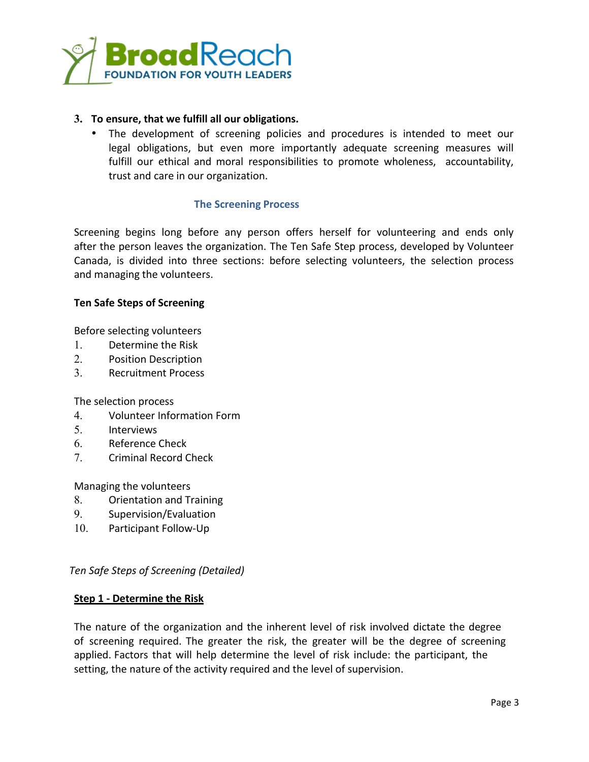3. **To ensure, that we fulfill all our obligations.**
   - The development of screening policies and procedures is intended to meet our legal obligations, but even more importantly adequate screening measures will fulfill our ethical and moral responsibilities to promote wholeness, accountability, trust and care in our organization.

## The Screening Process

Screening begins long before any person offers herself for volunteering and ends only after the person leaves the organization. The Ten Safe Step process, developed by Volunteer Canada, is divided into three sections: before selecting volunteers, the selection process and managing the volunteers.

**Ten Safe Steps of Screening**

Before selecting volunteers

1. Determine the Risk
2. Position Description
3. Recruitment Process

The selection process

4. Volunteer Information Form
5. Interviews
6. Reference Check
7. Criminal Record Check

Managing the volunteers

8. Orientation and Training
9. Supervision/Evaluation
10. Participant Follow-Up

*Ten Safe Steps of Screening (Detailed)*

**Step 1 - Determine the Risk**

The nature of the organization and the inherent level of risk involved dictate the degree of screening required. The greater the risk, the greater will be the degree of screening applied. Factors that will help determine the level of risk include: the participant, the setting, the nature of the activity required and the level of supervision.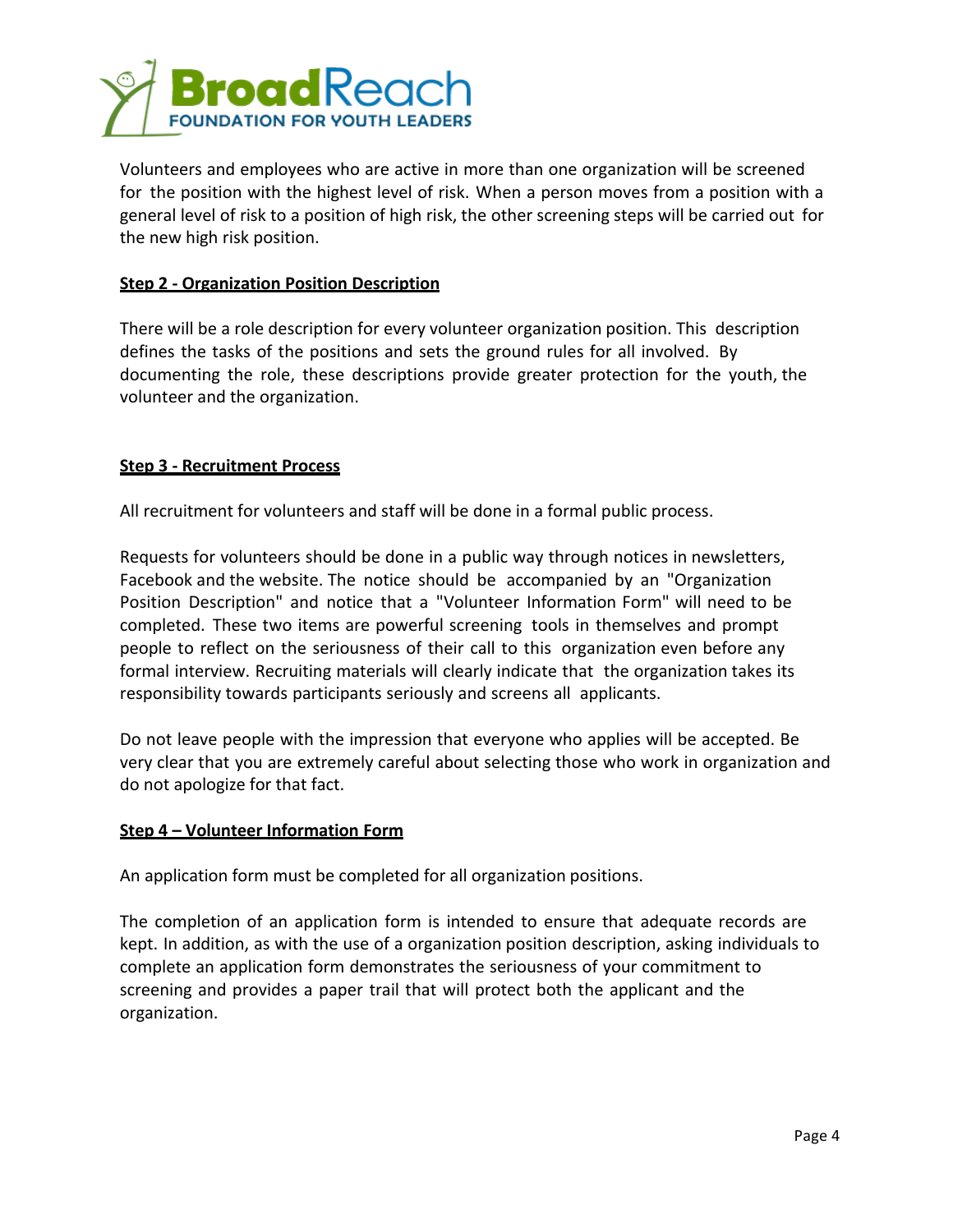Volunteers and employees who are active in more than one organization will be screened for the position with the highest level of risk. When a person moves from a position with a general level of risk to a position of high risk, the other screening steps will be carried out for the new high risk position.

**Step 2 - Organization Position Description**

There will be a role description for every volunteer organization position. This description defines the tasks of the positions and sets the ground rules for all involved. By documenting the role, these descriptions provide greater protection for the youth, the volunteer and the organization.

**Step 3 - Recruitment Process**

All recruitment for volunteers and staff will be done in a formal public process.

Requests for volunteers should be done in a public way through notices in newsletters, Facebook and the website. The notice should be accompanied by an "Organization Position Description" and notice that a "Volunteer Information Form" will need to be completed. These two items are powerful screening tools in themselves and prompt people to reflect on the seriousness of their call to this organization even before any formal interview. Recruiting materials will clearly indicate that the organization takes its responsibility towards participants seriously and screens all applicants.

Do not leave people with the impression that everyone who applies will be accepted. Be very clear that you are extremely careful about selecting those who work in organization and do not apologize for that fact.

**Step 4 – Volunteer Information Form**

An application form must be completed for all organization positions.

The completion of an application form is intended to ensure that adequate records are kept. In addition, as with the use of a organization position description, asking individuals to complete an application form demonstrates the seriousness of your commitment to screening and provides a paper trail that will protect both the applicant and the organization.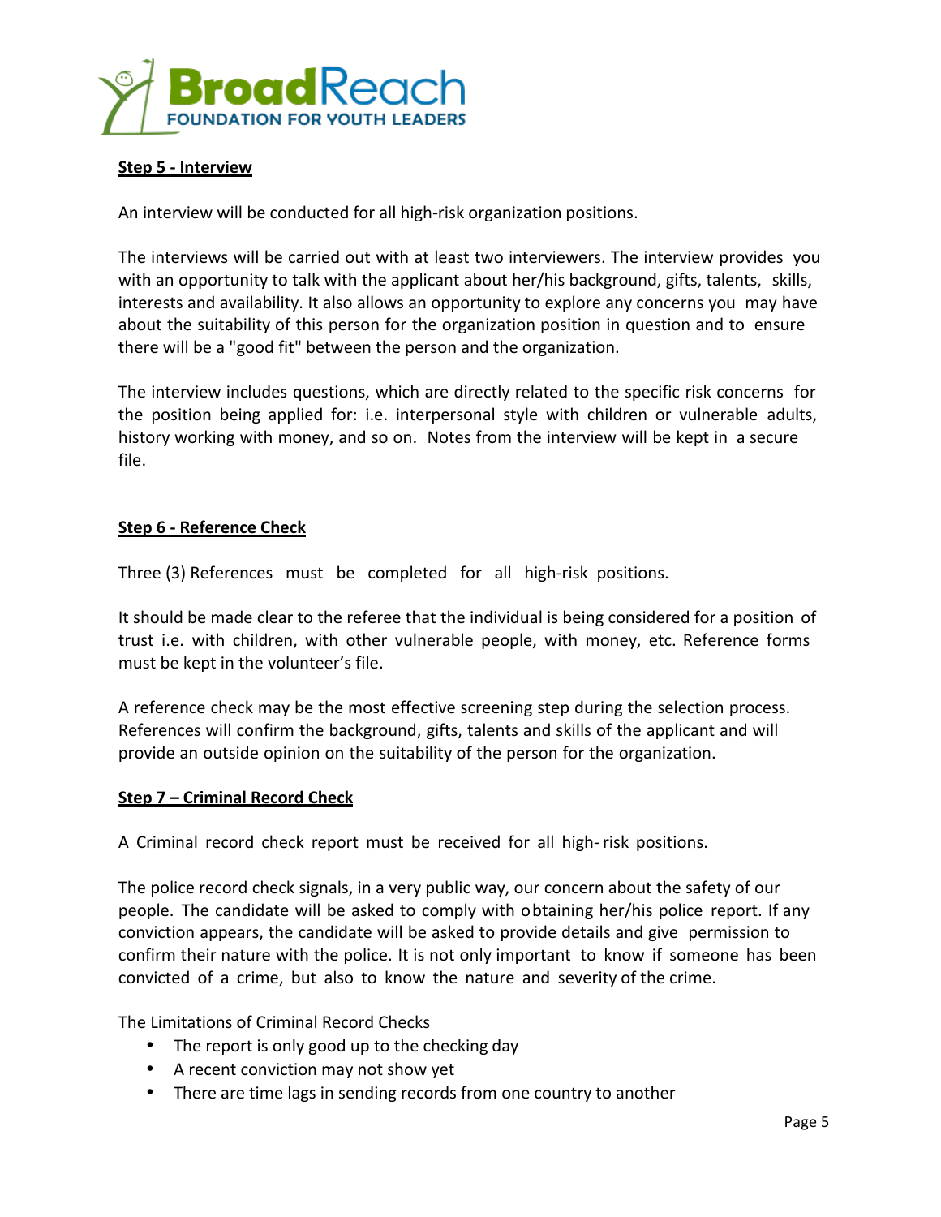**Step 5 - Interview**

An interview will be conducted for all high-risk organization positions.

The interviews will be carried out with at least two interviewers. The interview provides you with an opportunity to talk with the applicant about her/his background, gifts, talents, skills, interests and availability. It also allows an opportunity to explore any concerns you may have about the suitability of this person for the organization position in question and to ensure there will be a "good fit" between the person and the organization.

The interview includes questions, which are directly related to the specific risk concerns for the position being applied for: i.e. interpersonal style with children or vulnerable adults, history working with money, and so on. Notes from the interview will be kept in a secure file.

**Step 6 - Reference Check**

Three (3) References must be completed for all high-risk positions.

It should be made clear to the referee that the individual is being considered for a position of trust i.e. with children, with other vulnerable people, with money, etc. Reference forms must be kept in the volunteer's file.

A reference check may be the most effective screening step during the selection process. References will confirm the background, gifts, talents and skills of the applicant and will provide an outside opinion on the suitability of the person for the organization.

**Step 7 – Criminal Record Check**

A Criminal record check report must be received for all high- risk positions.

The police record check signals, in a very public way, our concern about the safety of our people. The candidate will be asked to comply with obtaining her/his police report. If any conviction appears, the candidate will be asked to provide details and give permission to confirm their nature with the police. It is not only important to know if someone has been convicted of a crime, but also to know the nature and severity of the crime.

The Limitations of Criminal Record Checks

- The report is only good up to the checking day
- A recent conviction may not show yet
- There are time lags in sending records from one country to another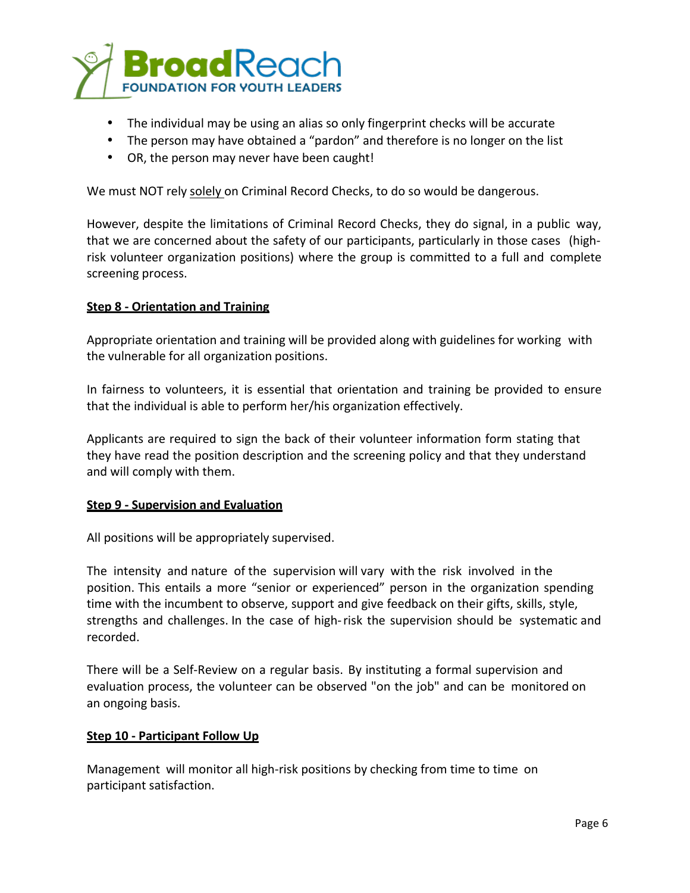- The individual may be using an alias so only fingerprint checks will be accurate
- The person may have obtained a "pardon" and therefore is no longer on the list
- OR, the person may never have been caught!

We must NOT rely solely on Criminal Record Checks, to do so would be dangerous.

However, despite the limitations of Criminal Record Checks, they do signal, in a public way, that we are concerned about the safety of our participants, particularly in those cases (high-risk volunteer organization positions) where the group is committed to a full and complete screening process.

**Step 8 - Orientation and Training**

Appropriate orientation and training will be provided along with guidelines for working with the vulnerable for all organization positions.

In fairness to volunteers, it is essential that orientation and training be provided to ensure that the individual is able to perform her/his organization effectively.

Applicants are required to sign the back of their volunteer information form stating that they have read the position description and the screening policy and that they understand and will comply with them.

**Step 9 - Supervision and Evaluation**

All positions will be appropriately supervised.

The intensity and nature of the supervision will vary with the risk involved in the position. This entails a more "senior or experienced" person in the organization spending time with the incumbent to observe, support and give feedback on their gifts, skills, style, strengths and challenges. In the case of high-risk the supervision should be systematic and recorded.

There will be a Self-Review on a regular basis. By instituting a formal supervision and evaluation process, the volunteer can be observed "on the job" and can be monitored on an ongoing basis.

**Step 10 - Participant Follow Up**

Management will monitor all high-risk positions by checking from time to time on participant satisfaction.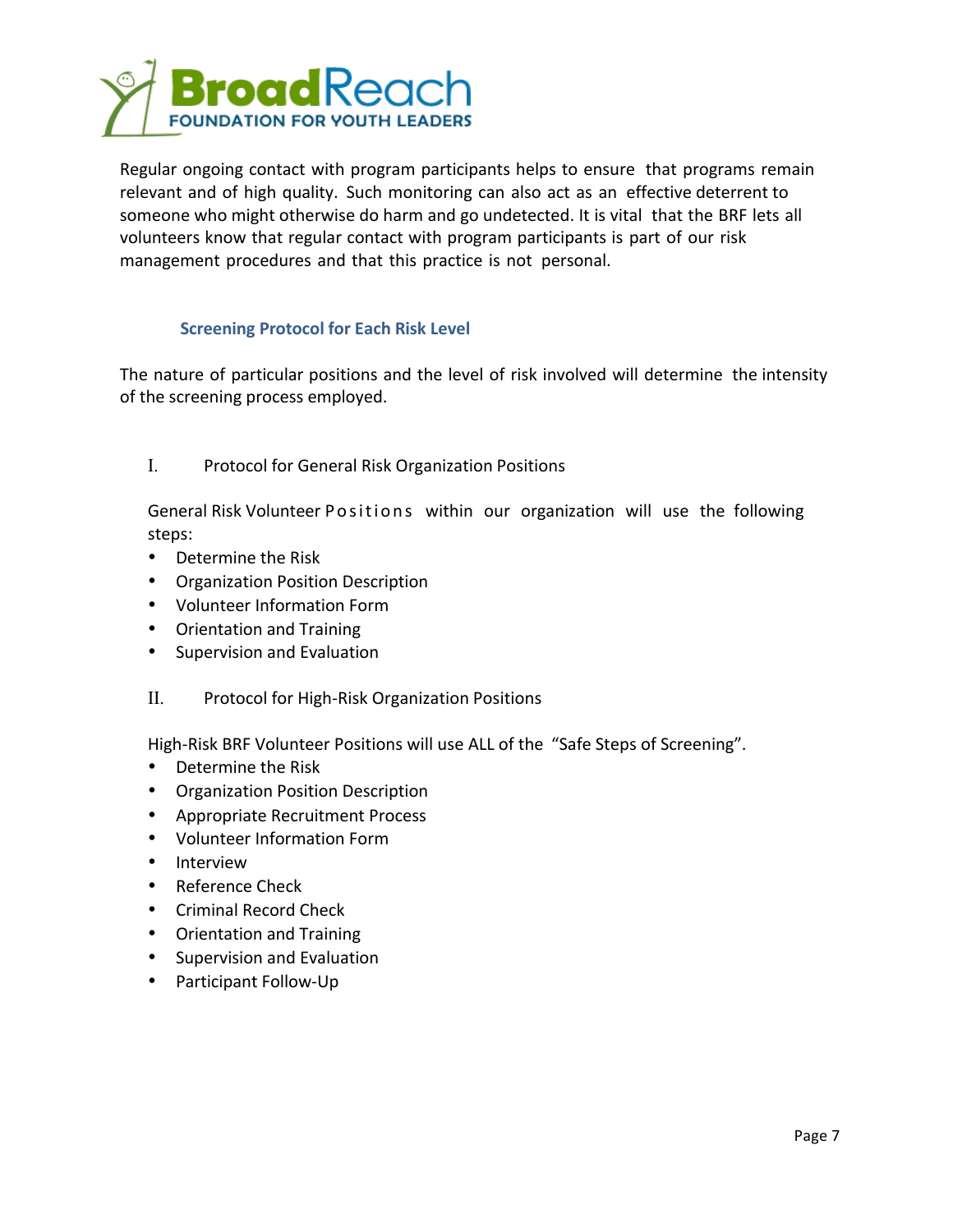Regular ongoing contact with program participants helps to ensure that programs remain relevant and of high quality. Such monitoring can also act as an effective deterrent to someone who might otherwise do harm and go undetected. It is vital that the BRF lets all volunteers know that regular contact with program participants is part of our risk management procedures and that this practice is not personal.

### Screening Protocol for Each Risk Level

The nature of particular positions and the level of risk involved will determine the intensity of the screening process employed.

I. Protocol for General Risk Organization Positions

General Risk Volunteer Positions within our organization will use the following steps:

- Determine the Risk
- Organization Position Description
- Volunteer Information Form
- Orientation and Training
- Supervision and Evaluation

II. Protocol for High-Risk Organization Positions

High-Risk BRF Volunteer Positions will use ALL of the "Safe Steps of Screening".

- Determine the Risk
- Organization Position Description
- Appropriate Recruitment Process
- Volunteer Information Form
- Interview
- Reference Check
- Criminal Record Check
- Orientation and Training
- Supervision and Evaluation
- Participant Follow-Up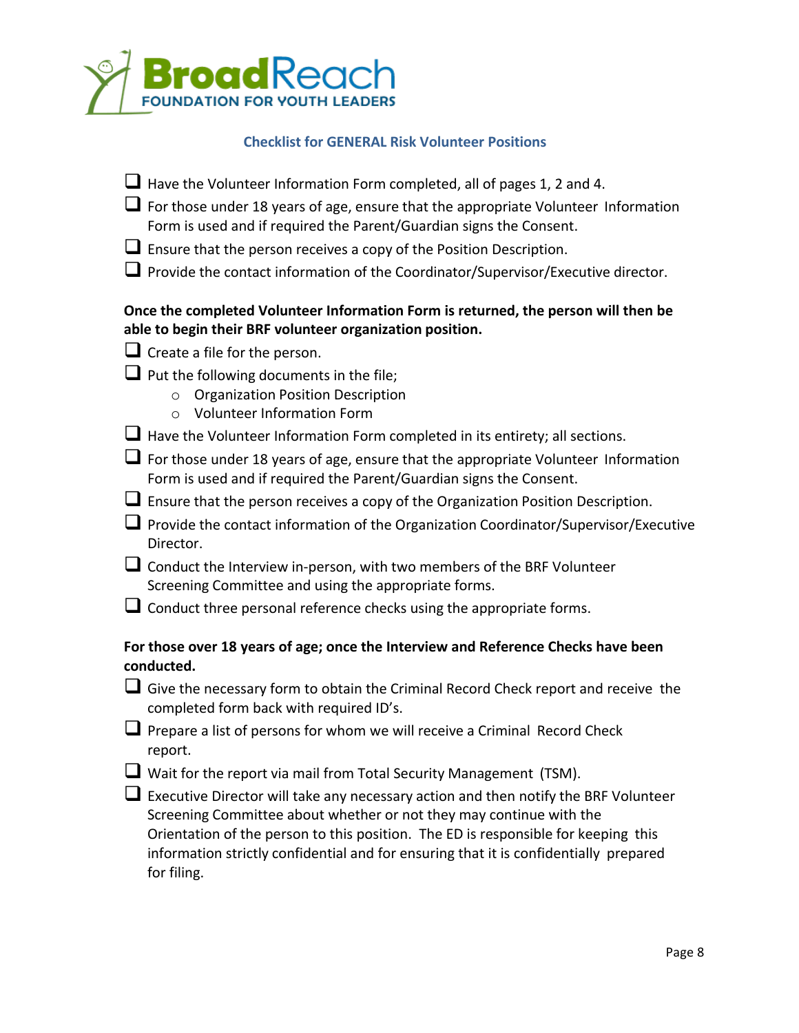**BroadReach FOUNDATION FOR YOUTH LEADERS**

### Checklist for GENERAL Risk Volunteer Positions

- [ ] Have the Volunteer Information Form completed, all of pages 1, 2 and 4.
- [ ] For those under 18 years of age, ensure that the appropriate Volunteer Information Form is used and if required the Parent/Guardian signs the Consent.
- [ ] Ensure that the person receives a copy of the Position Description.
- [ ] Provide the contact information of the Coordinator/Supervisor/Executive director.

**Once the completed Volunteer Information Form is returned, the person will then be able to begin their BRF volunteer organization position.**

- [ ] Create a file for the person.
- [ ] Put the following documents in the file;
    - Organization Position Description
    - Volunteer Information Form
- [ ] Have the Volunteer Information Form completed in its entirety; all sections.
- [ ] For those under 18 years of age, ensure that the appropriate Volunteer Information Form is used and if required the Parent/Guardian signs the Consent.
- [ ] Ensure that the person receives a copy of the Organization Position Description.
- [ ] Provide the contact information of the Organization Coordinator/Supervisor/Executive Director.
- [ ] Conduct the Interview in-person, with two members of the BRF Volunteer Screening Committee and using the appropriate forms.
- [ ] Conduct three personal reference checks using the appropriate forms.

**For those over 18 years of age; once the Interview and Reference Checks have been conducted.**

- [ ] Give the necessary form to obtain the Criminal Record Check report and receive the completed form back with required ID's.
- [ ] Prepare a list of persons for whom we will receive a Criminal Record Check report.
- [ ] Wait for the report via mail from Total Security Management (TSM).
- [ ] Executive Director will take any necessary action and then notify the BRF Volunteer Screening Committee about whether or not they may continue with the Orientation of the person to this position. The ED is responsible for keeping this information strictly confidential and for ensuring that it is confidentially prepared for filing.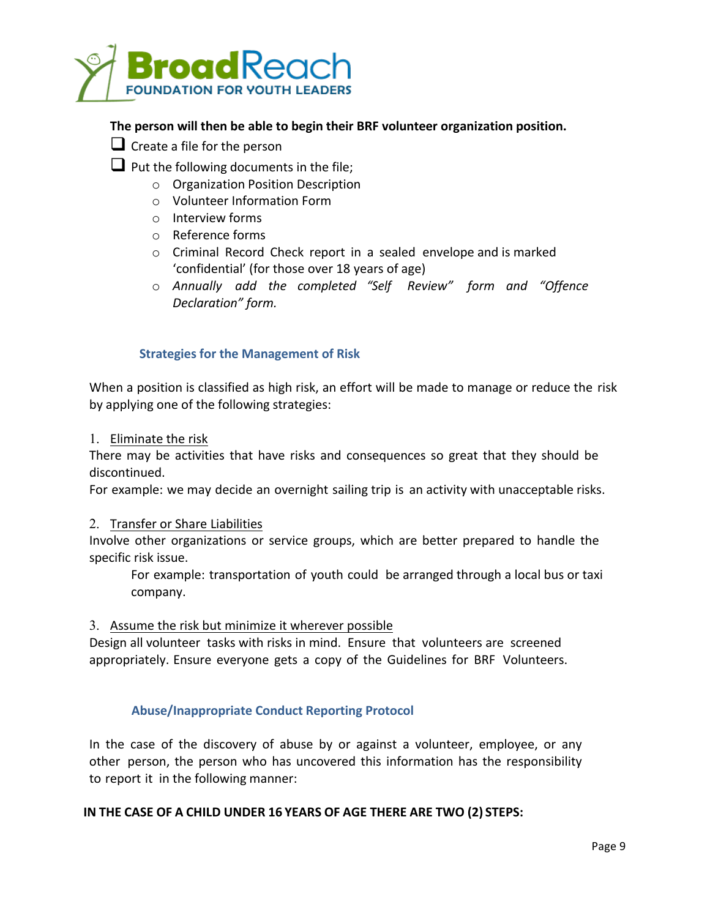**The person will then be able to begin their BRF volunteer organization position.**

- ❑ Create a file for the person
- ❑ Put the following documents in the file;
  - Organization Position Description
  - Volunteer Information Form
  - Interview forms
  - Reference forms
  - Criminal Record Check report in a sealed envelope and is marked 'confidential' (for those over 18 years of age)
  - *Annually add the completed "Self Review" form and "Offence Declaration" form.*

### Strategies for the Management of Risk

When a position is classified as high risk, an effort will be made to manage or reduce the risk by applying one of the following strategies:

1. <u>Eliminate the risk</u>

There may be activities that have risks and consequences so great that they should be discontinued.

For example: we may decide an overnight sailing trip is an activity with unacceptable risks.

2. <u>Transfer or Share Liabilities</u>

Involve other organizations or service groups, which are better prepared to handle the specific risk issue.

For example: transportation of youth could be arranged through a local bus or taxi company.

3. <u>Assume the risk but minimize it wherever possible</u>

Design all volunteer tasks with risks in mind. Ensure that volunteers are screened appropriately. Ensure everyone gets a copy of the Guidelines for BRF Volunteers.

### Abuse/Inappropriate Conduct Reporting Protocol

In the case of the discovery of abuse by or against a volunteer, employee, or any other person, the person who has uncovered this information has the responsibility to report it in the following manner:

**IN THE CASE OF A CHILD UNDER 16 YEARS OF AGE THERE ARE TWO (2) STEPS:**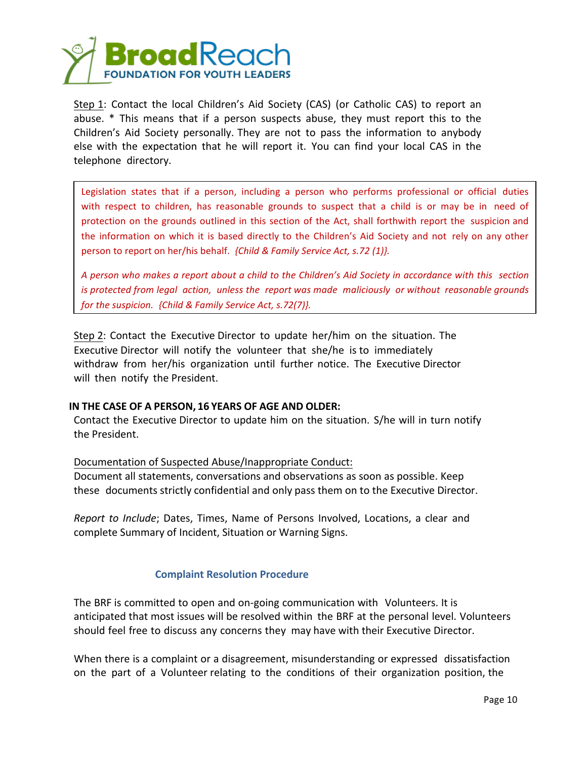Step 1: Contact the local Children's Aid Society (CAS) (or Catholic CAS) to report an abuse. * This means that if a person suspects abuse, they must report this to the Children's Aid Society personally. They are not to pass the information to anybody else with the expectation that he will report it. You can find your local CAS in the telephone directory.

> Legislation states that if a person, including a person who performs professional or official duties with respect to children, has reasonable grounds to suspect that a child is or may be in need of protection on the grounds outlined in this section of the Act, shall forthwith report the suspicion and the information on which it is based directly to the Children's Aid Society and not rely on any other person to report on her/his behalf. *{Child & Family Service Act, s.72 (1)}.*
>
> *A person who makes a report about a child to the Children's Aid Society in accordance with this section is protected from legal action, unless the report was made maliciously or without reasonable grounds for the suspicion. {Child & Family Service Act, s.72(7)}.*

Step 2: Contact the Executive Director to update her/him on the situation. The Executive Director will notify the volunteer that she/he is to immediately withdraw from her/his organization until further notice. The Executive Director will then notify the President.

**IN THE CASE OF A PERSON, 16 YEARS OF AGE AND OLDER:**

Contact the Executive Director to update him on the situation. S/he will in turn notify the President.

Documentation of Suspected Abuse/Inappropriate Conduct:

Document all statements, conversations and observations as soon as possible. Keep these documents strictly confidential and only pass them on to the Executive Director.

*Report to Include*; Dates, Times, Name of Persons Involved, Locations, a clear and complete Summary of Incident, Situation or Warning Signs.

## Complaint Resolution Procedure

The BRF is committed to open and on-going communication with Volunteers. It is anticipated that most issues will be resolved within the BRF at the personal level. Volunteers should feel free to discuss any concerns they may have with their Executive Director.

When there is a complaint or a disagreement, misunderstanding or expressed dissatisfaction on the part of a Volunteer relating to the conditions of their organization position, the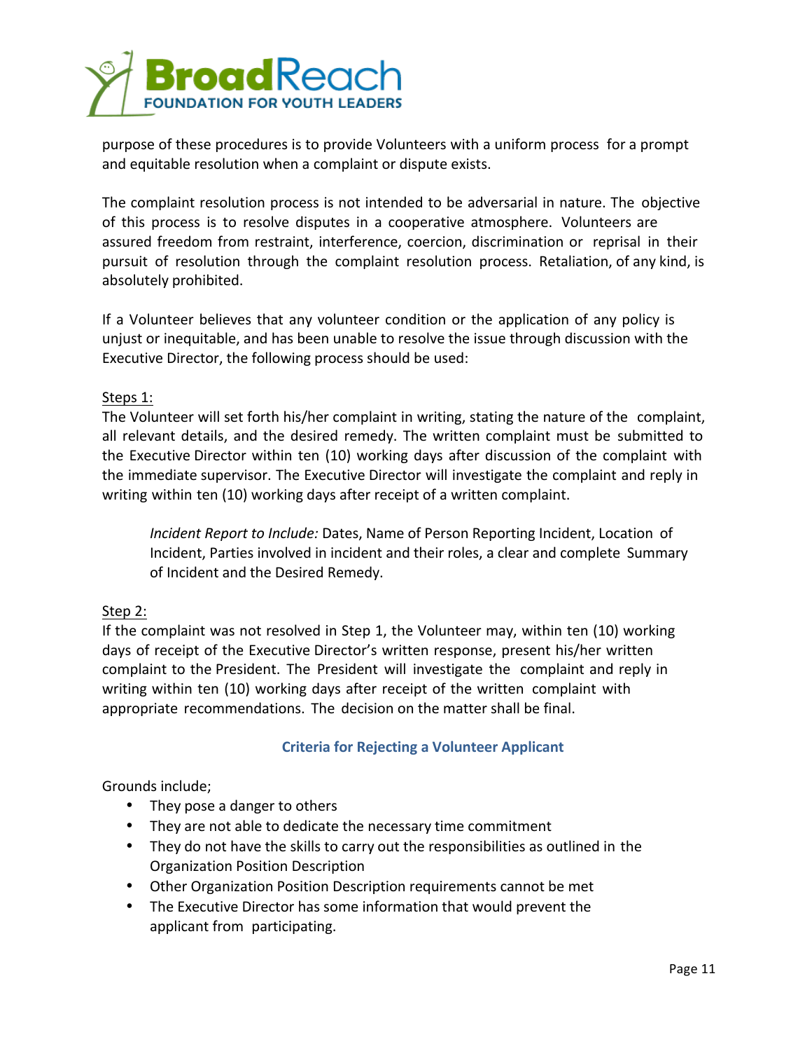purpose of these procedures is to provide Volunteers with a uniform process for a prompt and equitable resolution when a complaint or dispute exists.

The complaint resolution process is not intended to be adversarial in nature. The objective of this process is to resolve disputes in a cooperative atmosphere. Volunteers are assured freedom from restraint, interference, coercion, discrimination or reprisal in their pursuit of resolution through the complaint resolution process. Retaliation, of any kind, is absolutely prohibited.

If a Volunteer believes that any volunteer condition or the application of any policy is unjust or inequitable, and has been unable to resolve the issue through discussion with the Executive Director, the following process should be used:

Steps 1:

The Volunteer will set forth his/her complaint in writing, stating the nature of the complaint, all relevant details, and the desired remedy. The written complaint must be submitted to the Executive Director within ten (10) working days after discussion of the complaint with the immediate supervisor. The Executive Director will investigate the complaint and reply in writing within ten (10) working days after receipt of a written complaint.

> *Incident Report to Include:* Dates, Name of Person Reporting Incident, Location of Incident, Parties involved in incident and their roles, a clear and complete Summary of Incident and the Desired Remedy.

Step 2:

If the complaint was not resolved in Step 1, the Volunteer may, within ten (10) working days of receipt of the Executive Director's written response, present his/her written complaint to the President. The President will investigate the complaint and reply in writing within ten (10) working days after receipt of the written complaint with appropriate recommendations. The decision on the matter shall be final.

### Criteria for Rejecting a Volunteer Applicant

Grounds include;

- They pose a danger to others
- They are not able to dedicate the necessary time commitment
- They do not have the skills to carry out the responsibilities as outlined in the Organization Position Description
- Other Organization Position Description requirements cannot be met
- The Executive Director has some information that would prevent the applicant from participating.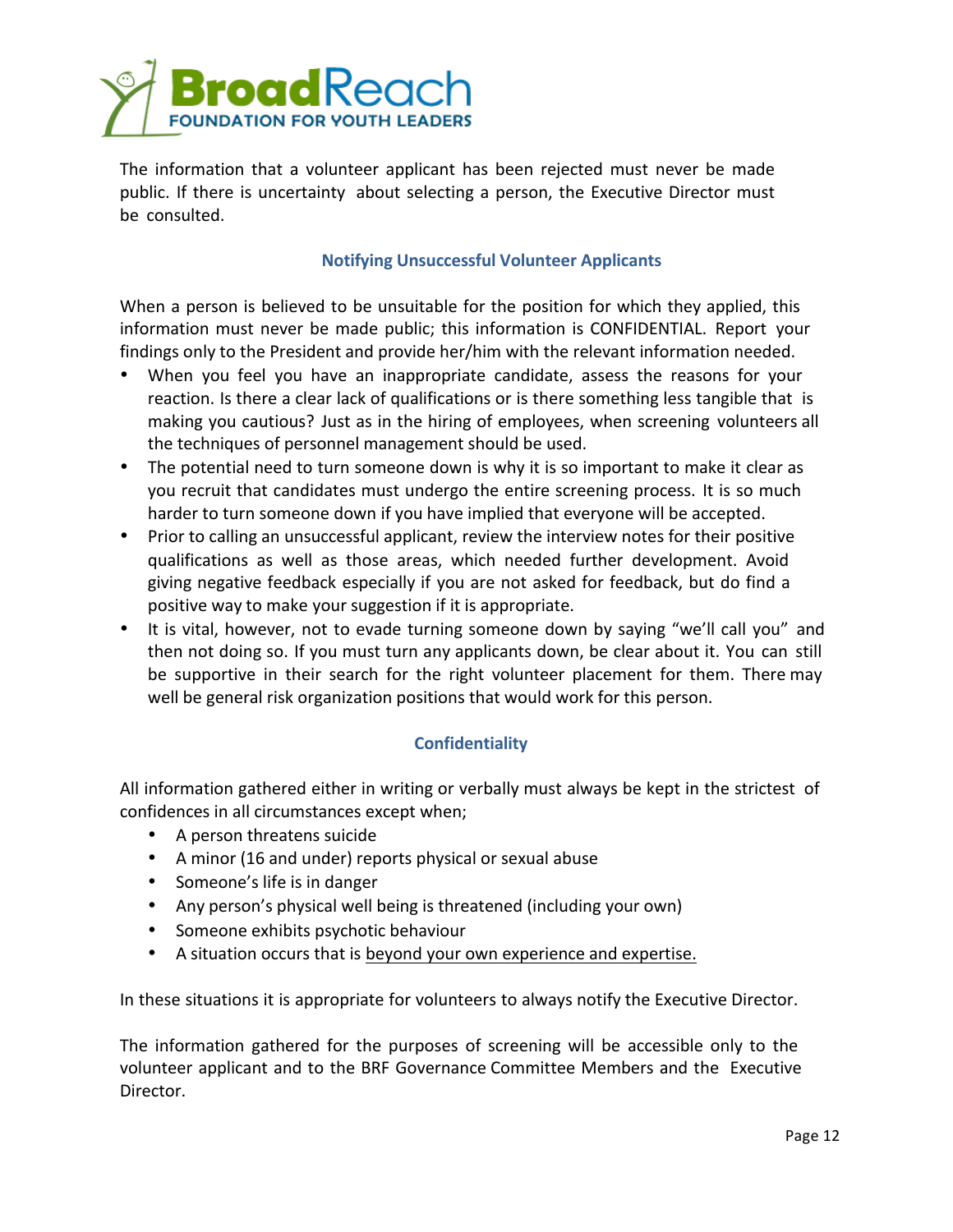The information that a volunteer applicant has been rejected must never be made public. If there is uncertainty about selecting a person, the Executive Director must be consulted.

### Notifying Unsuccessful Volunteer Applicants

When a person is believed to be unsuitable for the position for which they applied, this information must never be made public; this information is CONFIDENTIAL. Report your findings only to the President and provide her/him with the relevant information needed.

- When you feel you have an inappropriate candidate, assess the reasons for your reaction. Is there a clear lack of qualifications or is there something less tangible that is making you cautious? Just as in the hiring of employees, when screening volunteers all the techniques of personnel management should be used.
- The potential need to turn someone down is why it is so important to make it clear as you recruit that candidates must undergo the entire screening process. It is so much harder to turn someone down if you have implied that everyone will be accepted.
- Prior to calling an unsuccessful applicant, review the interview notes for their positive qualifications as well as those areas, which needed further development. Avoid giving negative feedback especially if you are not asked for feedback, but do find a positive way to make your suggestion if it is appropriate.
- It is vital, however, not to evade turning someone down by saying "we'll call you" and then not doing so. If you must turn any applicants down, be clear about it. You can still be supportive in their search for the right volunteer placement for them. There may well be general risk organization positions that would work for this person.

### Confidentiality

All information gathered either in writing or verbally must always be kept in the strictest of confidences in all circumstances except when;

- A person threatens suicide
- A minor (16 and under) reports physical or sexual abuse
- Someone's life is in danger
- Any person's physical well being is threatened (including your own)
- Someone exhibits psychotic behaviour
- A situation occurs that is <u>beyond your own experience and expertise.</u>

In these situations it is appropriate for volunteers to always notify the Executive Director.

The information gathered for the purposes of screening will be accessible only to the volunteer applicant and to the BRF Governance Committee Members and the Executive Director.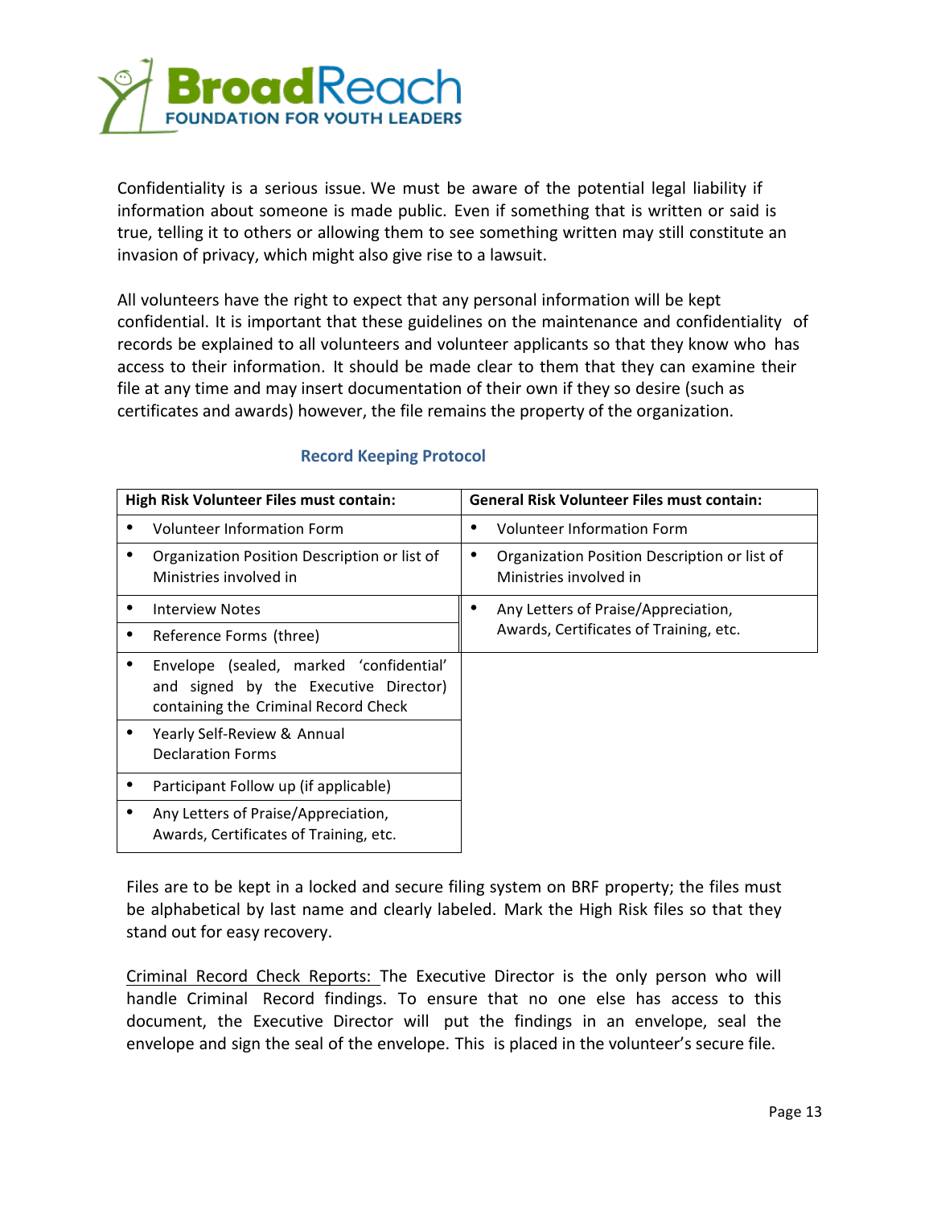Confidentiality is a serious issue. We must be aware of the potential legal liability if information about someone is made public. Even if something that is written or said is true, telling it to others or allowing them to see something written may still constitute an invasion of privacy, which might also give rise to a lawsuit.

All volunteers have the right to expect that any personal information will be kept confidential. It is important that these guidelines on the maintenance and confidentiality of records be explained to all volunteers and volunteer applicants so that they know who has access to their information. It should be made clear to them that they can examine their file at any time and may insert documentation of their own if they so desire (such as certificates and awards) however, the file remains the property of the organization.

### Record Keeping Protocol

| High Risk Volunteer Files must contain: | General Risk Volunteer Files must contain: |
|---|---|
| • Volunteer Information Form | • Volunteer Information Form |
| • Organization Position Description or list of Ministries involved in | • Organization Position Description or list of Ministries involved in |
| • Interview Notes | • Any Letters of Praise/Appreciation, Awards, Certificates of Training, etc. |
| • Reference Forms (three) | |
| • Envelope (sealed, marked 'confidential' and signed by the Executive Director) containing the Criminal Record Check | |
| • Yearly Self-Review & Annual Declaration Forms | |
| • Participant Follow up (if applicable) | |
| • Any Letters of Praise/Appreciation, Awards, Certificates of Training, etc. | |

Files are to be kept in a locked and secure filing system on BRF property; the files must be alphabetical by last name and clearly labeled. Mark the High Risk files so that they stand out for easy recovery.

Criminal Record Check Reports: The Executive Director is the only person who will handle Criminal Record findings. To ensure that no one else has access to this document, the Executive Director will put the findings in an envelope, seal the envelope and sign the seal of the envelope. This is placed in the volunteer's secure file.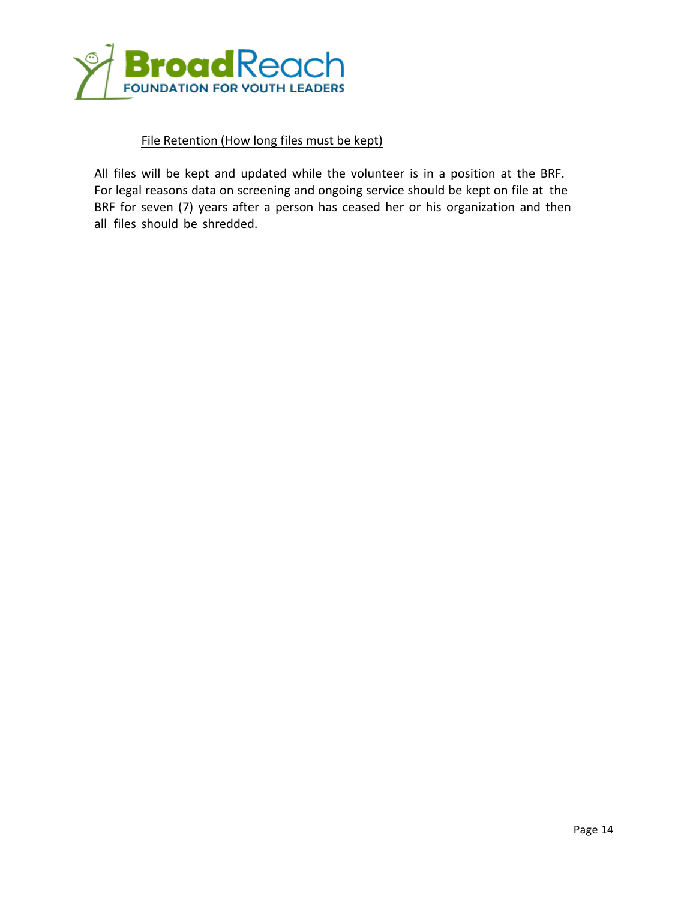File Retention (How long files must be kept)

All files will be kept and updated while the volunteer is in a position at the BRF. For legal reasons data on screening and ongoing service should be kept on file at the BRF for seven (7) years after a person has ceased her or his organization and then all files should be shredded.